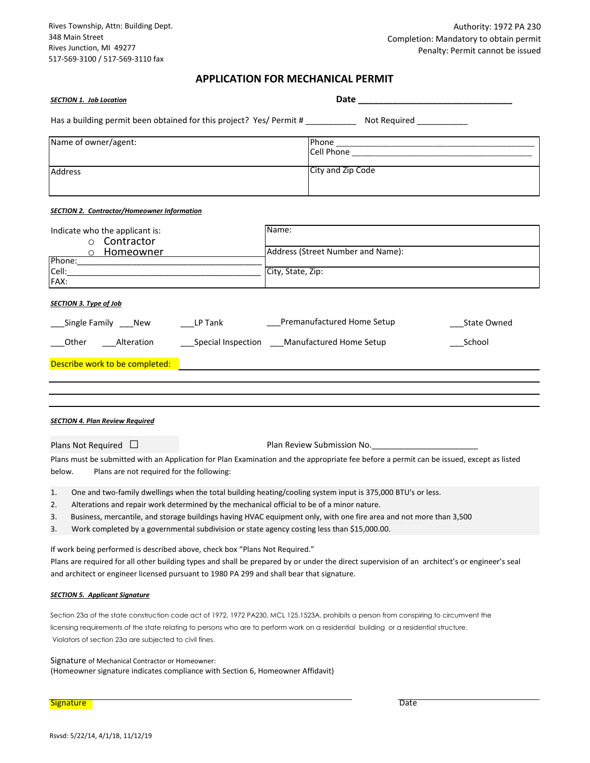Rives Township, Attn: Building Dept.
348 Main Street
Rives Junction, MI 49277
517-569-3100 / 517-569-3110 fax

Authority: 1972 PA 230
Completion: Mandatory to obtain permit
Penalty: Permit cannot be issued

# APPLICATION FOR MECHANICAL PERMIT

***SECTION 1. Job Location***

**Date ______________________________**

Has a building permit been obtained for this project? Yes/ Permit # ___________ Not Required ___________

| | |
|---|---|
| Name of owner/agent: | Phone ____________________ Cell Phone ____________________ |
| Address | City and Zip Code |

***SECTION 2. Contractor/Homeowner Information***

| | |
|---|---|
| Indicate who the applicant is: ○ Contractor ○ Homeowner | Name: |
| Phone:____________________ Cell:____________________ | Address (Street Number and Name): |
| FAX: | City, State, Zip: |

***SECTION 3. Type of Job***

___Single Family ___New ___LP Tank ___Premanufactured Home Setup ___State Owned

___Other ___Alteration ___Special Inspection ___Manufactured Home Setup ___School

Describe work to be completed: ____________________________________________

***SECTION 4. Plan Review Required***

Plans Not Required ☐

Plan Review Submission No.______________________

Plans must be submitted with an Application for Plan Examination and the appropriate fee before a permit can be issued, except as listed below. Plans are not required for the following:

1. One and two-family dwellings when the total building heating/cooling system input is 375,000 BTU's or less.
2. Alterations and repair work determined by the mechanical official to be of a minor nature.
3. Business, mercantile, and storage buildings having HVAC equipment only, with one fire area and not more than 3,500
3. Work completed by a governmental subdivision or state agency costing less than $15,000.00.

If work being performed is described above, check box "Plans Not Required."
Plans are required for all other building types and shall be prepared by or under the direct supervision of an architect's or engineer's seal and architect or engineer licensed pursuant to 1980 PA 299 and shall bear that signature.

***SECTION 5. Applicant Signature***

Section 23a of the state construction code act of 1972, 1972 PA230, MCL 125.1523A, prohibits a person from conspiring to circumvent the licensing requirements of the state relating to persons who are to perform work on a residential building or a residential structure. Violators of section 23a are subjected to civil fines.

Signature of Mechanical Contractor or Homeowner:
(Homeowner signature indicates compliance with Section 6, Homeowner Affidavit)

Signature ____________________________________________ Date ____________________

Rsvsd: 5/22/14, 4/1/18, 11/12/19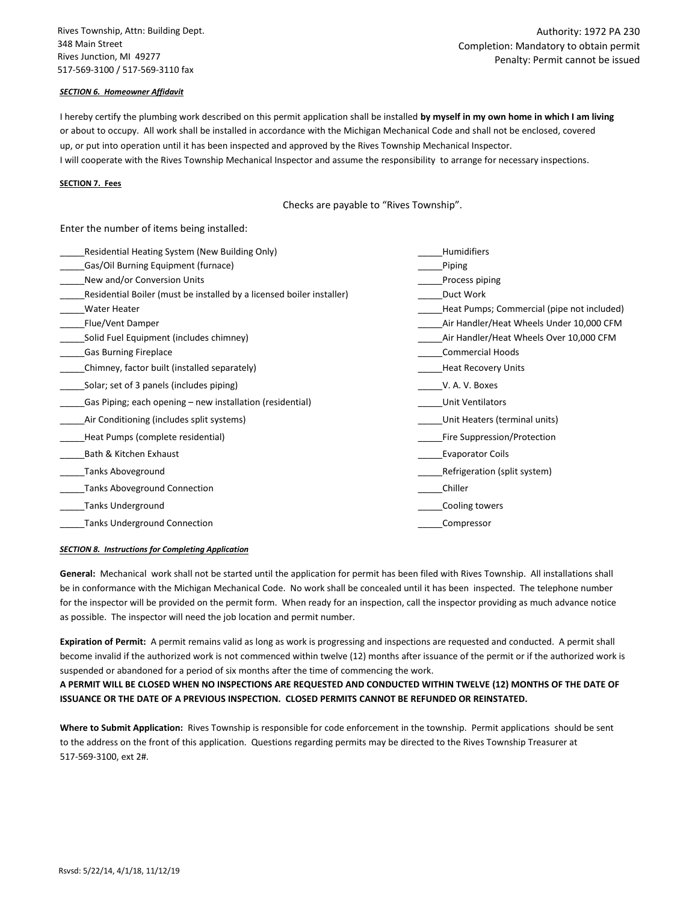Rives Township, Attn: Building Dept.
348 Main Street
Rives Junction, MI 49277
517-569-3100 / 517-569-3110 fax

Authority: 1972 PA 230
Completion: Mandatory to obtain permit
Penalty: Permit cannot be issued

***SECTION 6. Homeowner Affidavit***

I hereby certify the plumbing work described on this permit application shall be installed **by myself in my own home in which I am living** or about to occupy. All work shall be installed in accordance with the Michigan Mechanical Code and shall not be enclosed, covered up, or put into operation until it has been inspected and approved by the Rives Township Mechanical Inspector.
I will cooperate with the Rives Township Mechanical Inspector and assume the responsibility to arrange for necessary inspections.

**SECTION 7. Fees**

Checks are payable to "Rives Township".

Enter the number of items being installed:

| | |
|---|---|
| _____Residential Heating System (New Building Only) | _____Humidifiers |
| _____Gas/Oil Burning Equipment (furnace) | _____Piping |
| _____New and/or Conversion Units | _____Process piping |
| _____Residential Boiler (must be installed by a licensed boiler installer) | _____Duct Work |
| _____Water Heater | _____Heat Pumps; Commercial (pipe not included) |
| _____Flue/Vent Damper | _____Air Handler/Heat Wheels Under 10,000 CFM |
| _____Solid Fuel Equipment (includes chimney) | _____Air Handler/Heat Wheels Over 10,000 CFM |
| _____Gas Burning Fireplace | _____Commercial Hoods |
| _____Chimney, factor built (installed separately) | _____Heat Recovery Units |
| _____Solar; set of 3 panels (includes piping) | _____V. A. V. Boxes |
| _____Gas Piping; each opening – new installation (residential) | _____Unit Ventilators |
| _____Air Conditioning (includes split systems) | _____Unit Heaters (terminal units) |
| _____Heat Pumps (complete residential) | _____Fire Suppression/Protection |
| _____Bath & Kitchen Exhaust | _____Evaporator Coils |
| _____Tanks Aboveground | _____Refrigeration (split system) |
| _____Tanks Aboveground Connection | _____Chiller |
| _____Tanks Underground | _____Cooling towers |
| _____Tanks Underground Connection | _____Compressor |

***SECTION 8. Instructions for Completing Application***

**General:** Mechanical work shall not be started until the application for permit has been filed with Rives Township. All installations shall be in conformance with the Michigan Mechanical Code. No work shall be concealed until it has been inspected. The telephone number for the inspector will be provided on the permit form. When ready for an inspection, call the inspector providing as much advance notice as possible. The inspector will need the job location and permit number.

**Expiration of Permit:** A permit remains valid as long as work is progressing and inspections are requested and conducted. A permit shall become invalid if the authorized work is not commenced within twelve (12) months after issuance of the permit or if the authorized work is suspended or abandoned for a period of six months after the time of commencing the work.
**A PERMIT WILL BE CLOSED WHEN NO INSPECTIONS ARE REQUESTED AND CONDUCTED WITHIN TWELVE (12) MONTHS OF THE DATE OF ISSUANCE OR THE DATE OF A PREVIOUS INSPECTION. CLOSED PERMITS CANNOT BE REFUNDED OR REINSTATED.**

**Where to Submit Application:** Rives Township is responsible for code enforcement in the township. Permit applications should be sent to the address on the front of this application. Questions regarding permits may be directed to the Rives Township Treasurer at 517-569-3100, ext 2#.

Rsvsd: 5/22/14, 4/1/18, 11/12/19